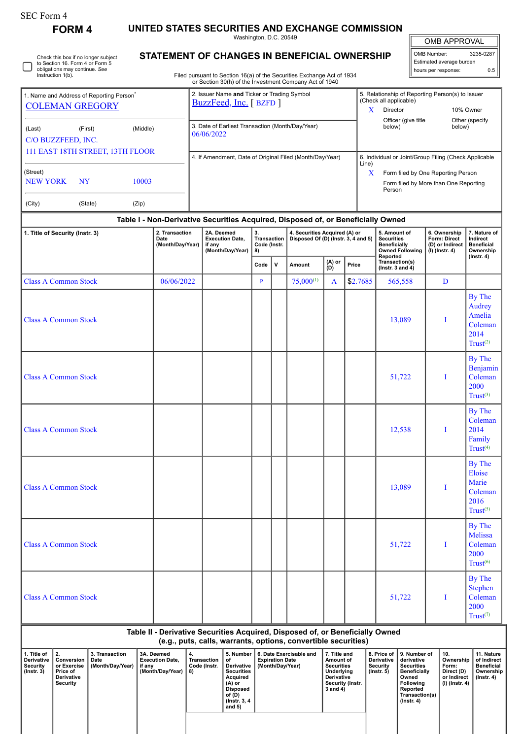SEC Form 4

# FORM 4

## UNITED STATES SECURITIES AND EXCHANGE COMMISSION

Washington, D.C. 20549

## STATEMENT OF CHANGES IN BENEFICIAL OWNERSHIP

Filed pursuant to Section 16(a) of the Securities Exchange Act of 1934 or Section 30(h) of the Investment Company Act of 1940

| OMB APPROVAL | |
|---|---|
| OMB Number: | 3235-0287 |
| Estimated average burden hours per response: | 0.5 |

☐ Check this box if no longer subject to Section 16. Form 4 or Form 5 obligations may continue. *See* Instruction 1(b).

| 1. Name and Address of Reporting Person* | 2. Issuer Name and Ticker or Trading Symbol | 5. Relationship of Reporting Person(s) to Issuer (Check all applicable) |
|---|---|---|
| COLEMAN GREGORY | BuzzFeed, Inc. [ BZFD ] | X Director; 10% Owner; Officer (give title below); Other (specify below) |
| (Last) (First) (Middle) C/O BUZZFEED, INC. 111 EAST 18TH STREET, 13TH FLOOR | 3. Date of Earliest Transaction (Month/Day/Year) 06/06/2022 | |
| (Street) NEW YORK NY 10003 | 4. If Amendment, Date of Original Filed (Month/Day/Year) | 6. Individual or Joint/Group Filing (Check Applicable Line) X Form filed by One Reporting Person; Form filed by More than One Reporting Person |
| (City) (State) (Zip) | | |

### Table I - Non-Derivative Securities Acquired, Disposed of, or Beneficially Owned

| 1. Title of Security (Instr. 3) | 2. Transaction Date (Month/Day/Year) | 2A. Deemed Execution Date, if any (Month/Day/Year) | 3. Transaction Code (Instr. 8) | | 4. Securities Acquired (A) or Disposed Of (D) (Instr. 3, 4 and 5) | | | 5. Amount of Securities Beneficially Owned Following Reported Transaction(s) (Instr. 3 and 4) | 6. Ownership Form: Direct (D) or Indirect (I) (Instr. 4) | 7. Nature of Indirect Beneficial Ownership (Instr. 4) |
|---|---|---|---|---|---|---|---|---|---|---|
| | | | Code | V | Amount | (A) or (D) | Price | | | |
| Class A Common Stock | 06/06/2022 | | P | | 75,000[1] | A | $2.7685 | 565,558 | D | |
| Class A Common Stock | | | | | | | | 13,089 | I | By The Audrey Amelia Coleman 2014 Trust[2] |
| Class A Common Stock | | | | | | | | 51,722 | I | By The Benjamin Coleman 2000 Trust[3] |
| Class A Common Stock | | | | | | | | 12,538 | I | By The Coleman 2014 Family Trust[4] |
| Class A Common Stock | | | | | | | | 13,089 | I | By The Eloise Marie Coleman 2016 Trust[5] |
| Class A Common Stock | | | | | | | | 51,722 | I | By The Melissa Coleman 2000 Trust[6] |
| Class A Common Stock | | | | | | | | 51,722 | I | By The Stephen Coleman 2000 Trust[7] |

### Table II - Derivative Securities Acquired, Disposed of, or Beneficially Owned (e.g., puts, calls, warrants, options, convertible securities)

| 1. Title of Derivative Security (Instr. 3) | 2. Conversion or Exercise Price of Derivative Security | 3. Transaction Date (Month/Day/Year) | 3A. Deemed Execution Date, if any (Month/Day/Year) | 4. Transaction Code (Instr. 8) | 5. Number of Derivative Securities Acquired (A) or Disposed of (D) (Instr. 3, 4 and 5) | 6. Date Exercisable and Expiration Date (Month/Day/Year) | 7. Title and Amount of Securities Underlying Derivative Security (Instr. 3 and 4) | 8. Price of Derivative Security (Instr. 5) | 9. Number of derivative Securities Beneficially Owned Following Reported Transaction(s) (Instr. 4) | 10. Ownership Form: Direct (D) or Indirect (I) (Instr. 4) | 11. Nature of Indirect Beneficial Ownership (Instr. 4) |
|---|---|---|---|---|---|---|---|---|---|---|---|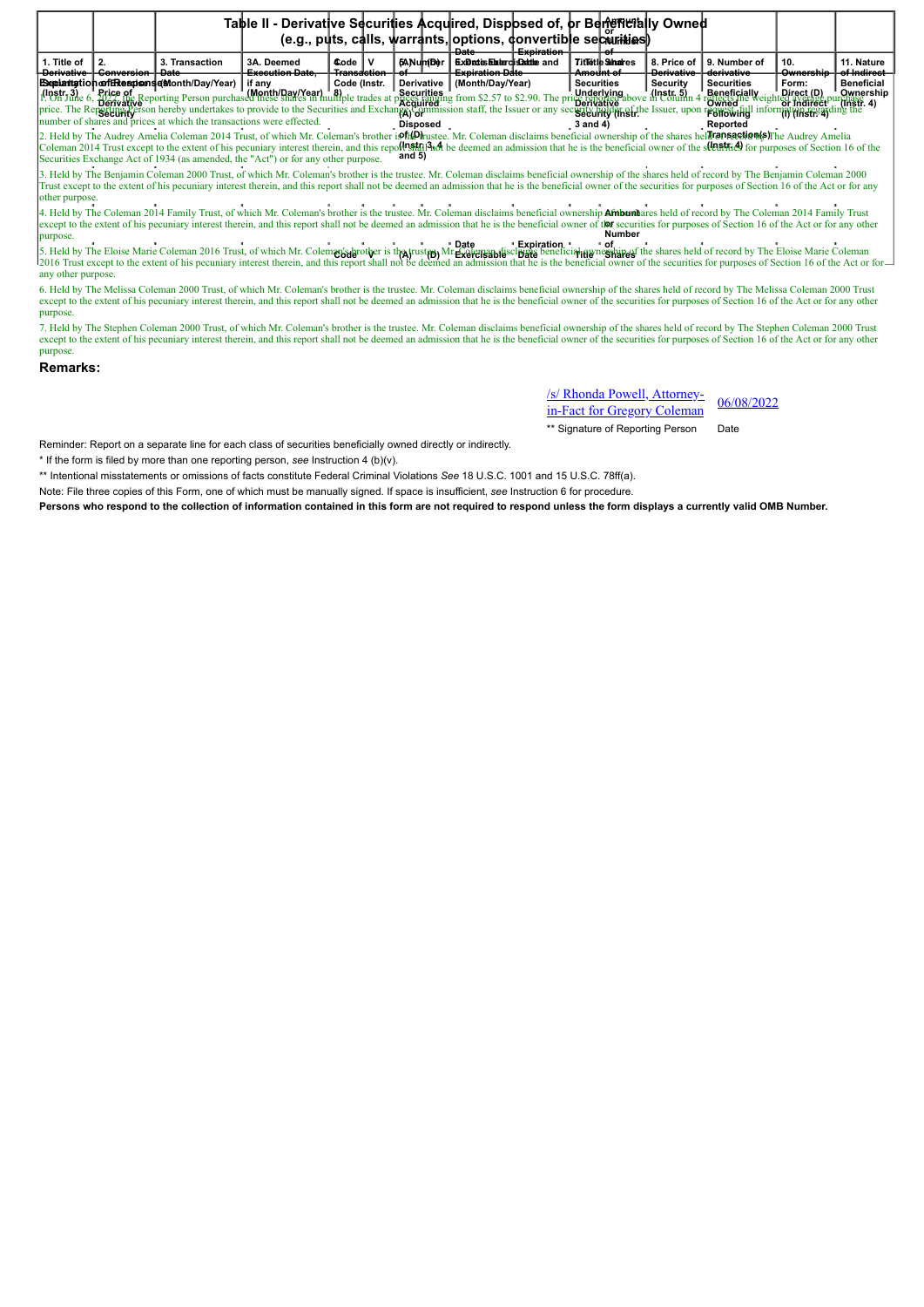# Table II - Derivative Securities Acquired, Disposed of, or Beneficially Owned
## (e.g., puts, calls, warrants, options, convertible securities)

| 1. Title of Derivative Security (Instr. 3) | 2. Conversion or Exercise Price of Derivative Security | 3. Transaction Date (Month/Day/Year) | 3A. Deemed Execution Date, if any (Month/Day/Year) | 4. Transaction Code (Instr. 8) | | 5. Number of Derivative Securities Acquired (A) or Disposed of (D) (Instr. 3, 4 and 5) | | 6. Date Exercisable and Expiration Date (Month/Day/Year) | | 7. Title and Amount of Securities Underlying Derivative Security (Instr. 3 and 4) | | 8. Price of Derivative Security (Instr. 5) | 9. Number of derivative Securities Beneficially Owned Following Reported Transaction(s) (Instr. 4) | 10. Ownership Form: Direct (D) or Indirect (I) (Instr. 4) | 11. Nature of Indirect Beneficial Ownership (Instr. 4) |
|---|---|---|---|---|---|---|---|---|---|---|---|---|---|---|---|
| | | | | Code | V | (A) | (D) | Date Exercisable | Expiration Date | Title | Amount or Number of Shares | | | | |

**Explanation of Responses:**

1. On June 6, 2022, the Reporting Person purchased these shares in multiple trades at prices ranging from $2.57 to $2.90. The price reported above in Column 4 reflects the weighted average purchase price. The Reporting Person hereby undertakes to provide to the Securities and Exchange Commission staff, the Issuer or any security holder of the Issuer, upon request, full information regarding the number of shares and prices at which the transactions were effected.

2. Held by The Audrey Amelia Coleman 2014 Trust, of which Mr. Coleman's brother is the trustee. Mr. Coleman disclaims beneficial ownership of the shares held of record by The Audrey Amelia Coleman 2014 Trust except to the extent of his pecuniary interest therein, and this report shall not be deemed an admission that he is the beneficial owner of the securities for purposes of Section 16 of the Securities Exchange Act of 1934 (as amended, the "Act") or for any other purpose.

3. Held by The Benjamin Coleman 2000 Trust, of which Mr. Coleman's brother is the trustee. Mr. Coleman disclaims beneficial ownership of the shares held of record by The Benjamin Coleman 2000 Trust except to the extent of his pecuniary interest therein, and this report shall not be deemed an admission that he is the beneficial owner of the securities for purposes of Section 16 of the Act or for any other purpose.

4. Held by The Coleman 2014 Family Trust, of which Mr. Coleman's brother is the trustee. Mr. Coleman disclaims beneficial ownership of the shares held of record by The Coleman 2014 Family Trust except to the extent of his pecuniary interest therein, and this report shall not be deemed an admission that he is the beneficial owner of the securities for purposes of Section 16 of the Act or for any other purpose.

5. Held by The Eloise Marie Coleman 2016 Trust, of which Mr. Coleman's brother is the trustee. Mr. Coleman disclaims beneficial ownership of the shares held of record by The Eloise Marie Coleman 2016 Trust except to the extent of his pecuniary interest therein, and this report shall not be deemed an admission that he is the beneficial owner of the securities for purposes of Section 16 of the Act or for any other purpose.

6. Held by The Melissa Coleman 2000 Trust, of which Mr. Coleman's brother is the trustee. Mr. Coleman disclaims beneficial ownership of the shares held of record by The Melissa Coleman 2000 Trust except to the extent of his pecuniary interest therein, and this report shall not be deemed an admission that he is the beneficial owner of the securities for purposes of Section 16 of the Act or for any other purpose.

7. Held by The Stephen Coleman 2000 Trust, of which Mr. Coleman's brother is the trustee. Mr. Coleman disclaims beneficial ownership of the shares held of record by The Stephen Coleman 2000 Trust except to the extent of his pecuniary interest therein, and this report shall not be deemed an admission that he is the beneficial owner of the securities for purposes of Section 16 of the Act or for any other purpose.

**Remarks:**

/s/ Rhonda Powell, Attorney-in-Fact for Gregory Coleman — 06/08/2022

** Signature of Reporting Person — Date

Reminder: Report on a separate line for each class of securities beneficially owned directly or indirectly.

* If the form is filed by more than one reporting person, *see* Instruction 4 (b)(v).

** Intentional misstatements or omissions of facts constitute Federal Criminal Violations *See* 18 U.S.C. 1001 and 15 U.S.C. 78ff(a).

Note: File three copies of this Form, one of which must be manually signed. If space is insufficient, *see* Instruction 6 for procedure.

**Persons who respond to the collection of information contained in this form are not required to respond unless the form displays a currently valid OMB Number.**